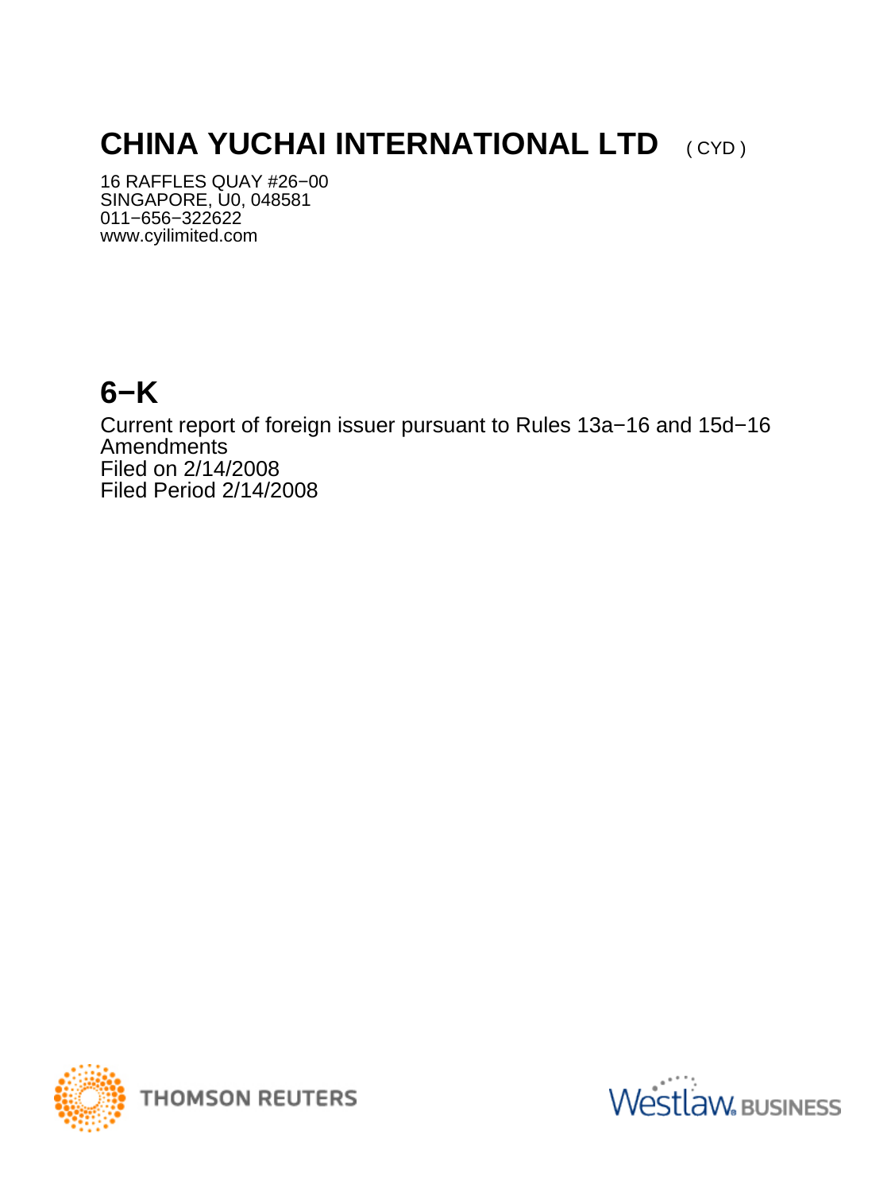# CHINA YUCHAI INTERNATIONAL LTD ( CYD )

16 RAFFLES QUAY #26−00
SINGAPORE, U0, 048581
011−656−322622
www.cyilimited.com

## 6−K

Current report of foreign issuer pursuant to Rules 13a−16 and 15d−16
Amendments
Filed on 2/14/2008
Filed Period 2/14/2008

THOMSON REUTERS

Westlaw. BUSINESS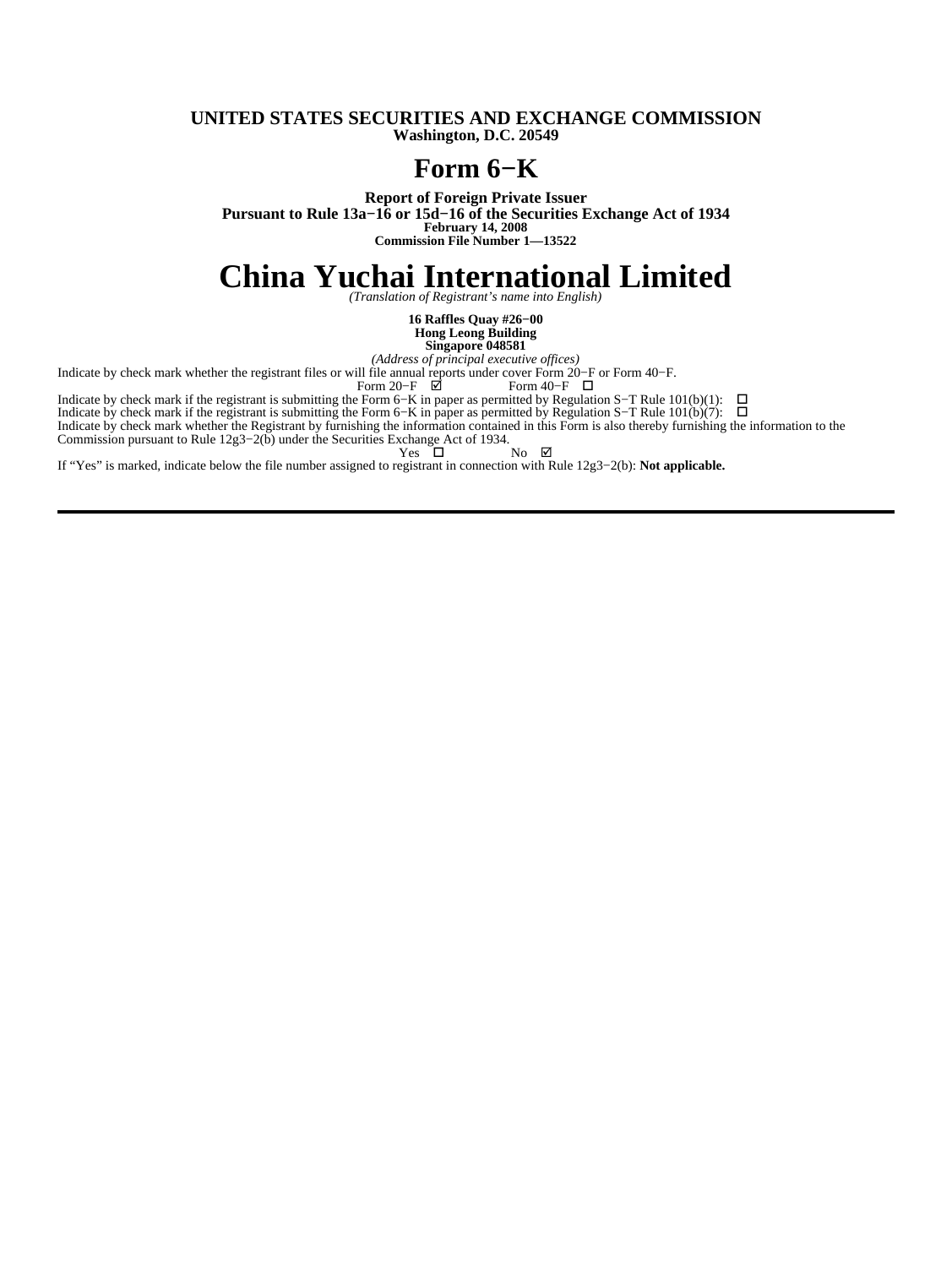**UNITED STATES SECURITIES AND EXCHANGE COMMISSION**
**Washington, D.C. 20549**

# Form 6−K

**Report of Foreign Private Issuer**
**Pursuant to Rule 13a−16 or 15d−16 of the Securities Exchange Act of 1934**
**February 14, 2008**
**Commission File Number 1—13522**

# China Yuchai International Limited

*(Translation of Registrant's name into English)*

**16 Raffles Quay #26−00**
**Hong Leong Building**
**Singapore 048581**
*(Address of principal executive offices)*

Indicate by check mark whether the registrant files or will file annual reports under cover Form 20−F or Form 40−F.

Form 20−F ☑ Form 40−F ☐

Indicate by check mark if the registrant is submitting the Form 6−K in paper as permitted by Regulation S−T Rule 101(b)(1): ☐

Indicate by check mark if the registrant is submitting the Form 6−K in paper as permitted by Regulation S−T Rule 101(b)(7): ☐

Indicate by check mark whether the Registrant by furnishing the information contained in this Form is also thereby furnishing the information to the Commission pursuant to Rule 12g3−2(b) under the Securities Exchange Act of 1934.

Yes ☐ No ☑

If "Yes" is marked, indicate below the file number assigned to registrant in connection with Rule 12g3−2(b): **Not applicable.**

---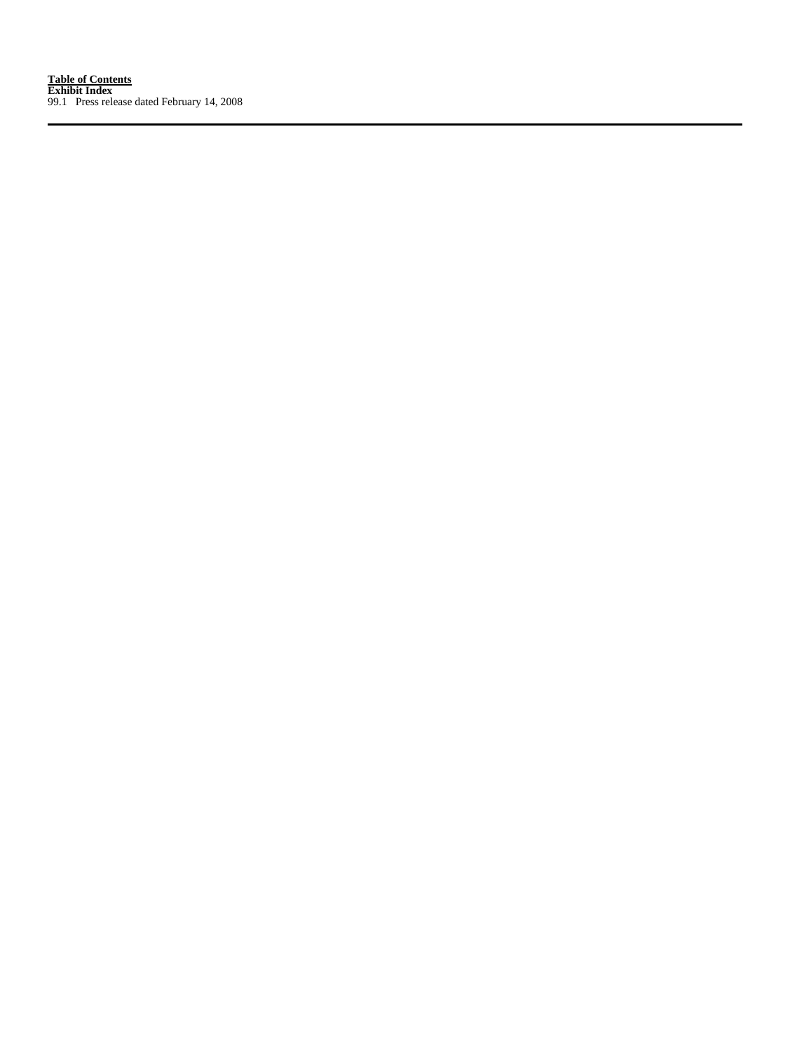**Table of Contents**

**Exhibit Index**

99.1 Press release dated February 14, 2008

---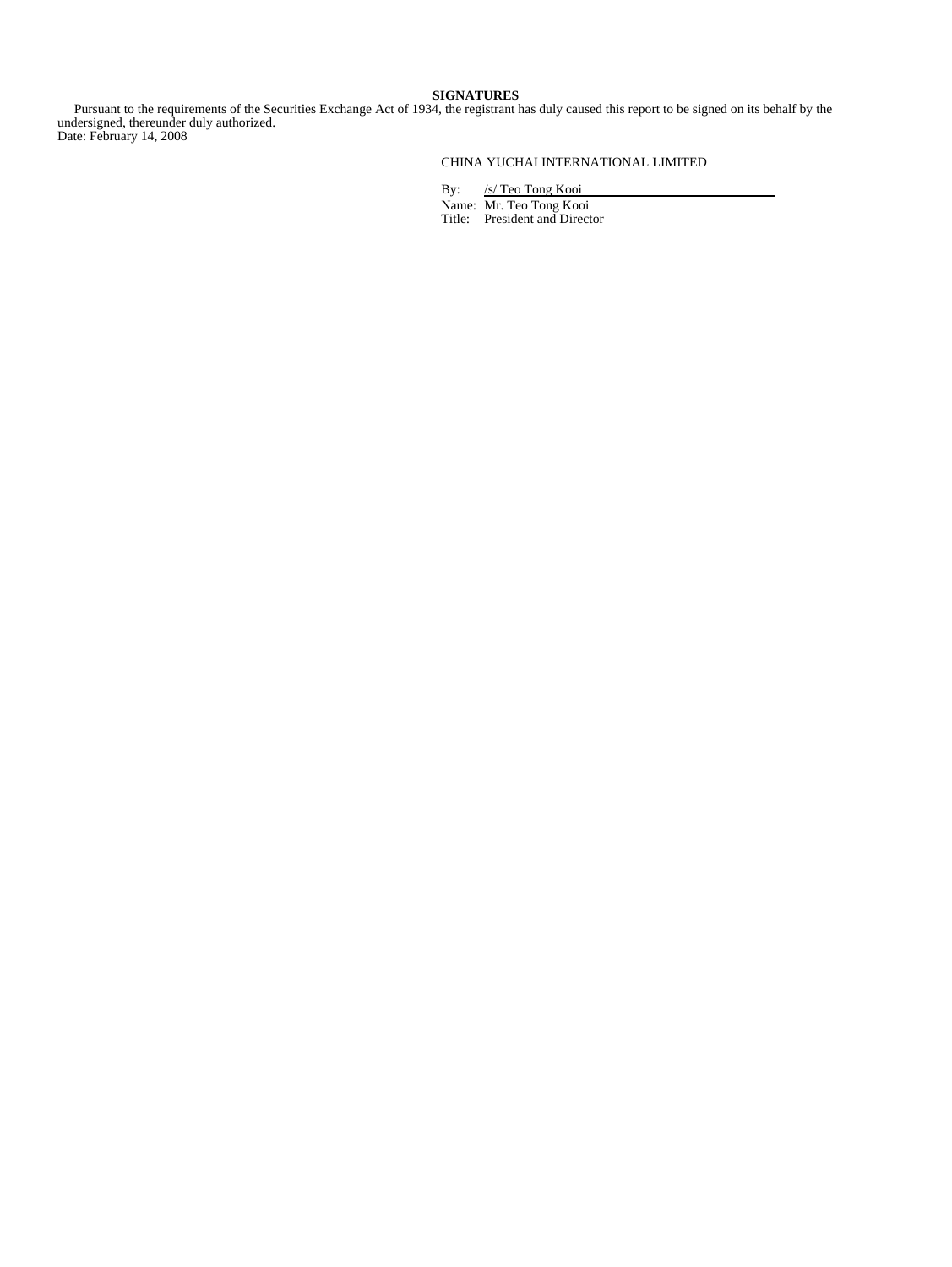**SIGNATURES**

Pursuant to the requirements of the Securities Exchange Act of 1934, the registrant has duly caused this report to be signed on its behalf by the undersigned, thereunder duly authorized.

Date: February 14, 2008

CHINA YUCHAI INTERNATIONAL LIMITED

By: /s/ Teo Tong Kooi

Name: Mr. Teo Tong Kooi

Title: President and Director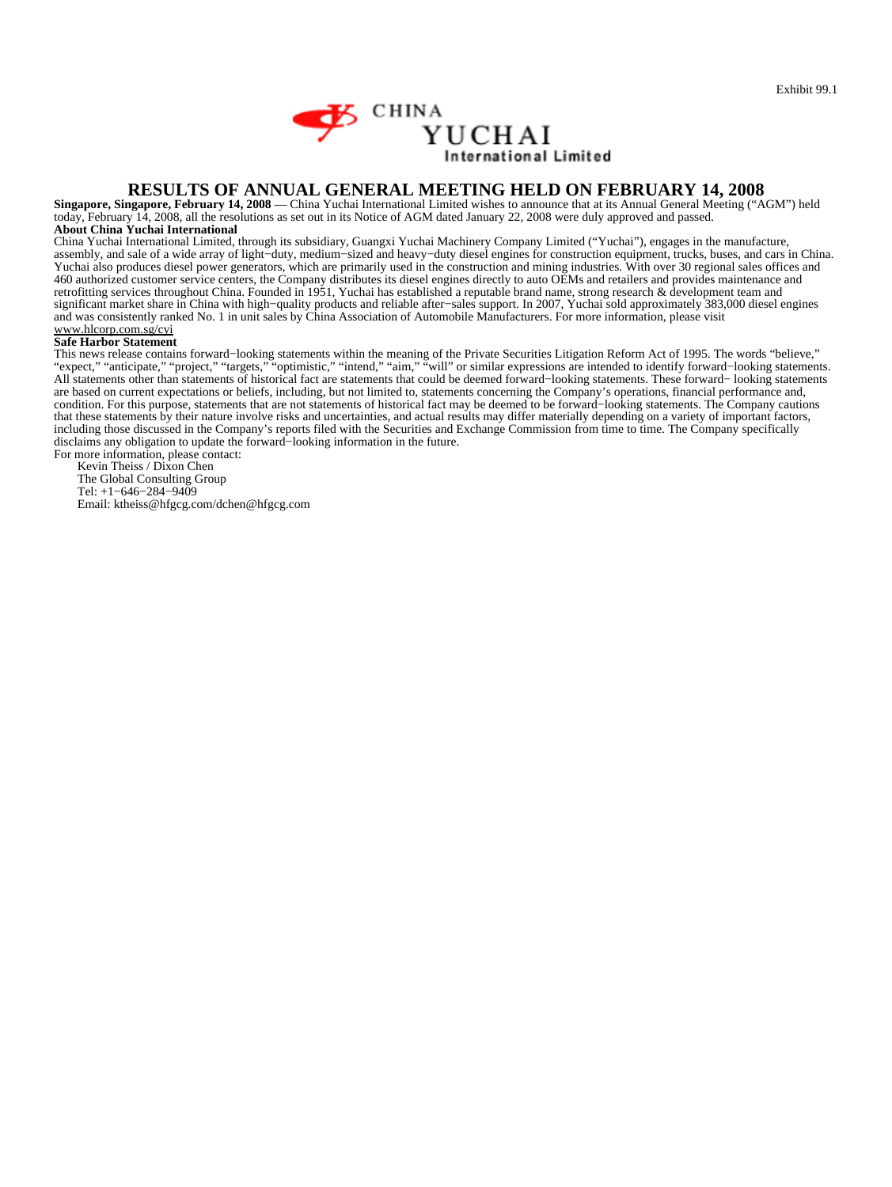Exhibit 99.1

CHINA
YUCHAI
International Limited

# RESULTS OF ANNUAL GENERAL MEETING HELD ON FEBRUARY 14, 2008

**Singapore, Singapore, February 14, 2008** — China Yuchai International Limited wishes to announce that at its Annual General Meeting ("AGM") held today, February 14, 2008, all the resolutions as set out in its Notice of AGM dated January 22, 2008 were duly approved and passed.

**About China Yuchai International**

China Yuchai International Limited, through its subsidiary, Guangxi Yuchai Machinery Company Limited ("Yuchai"), engages in the manufacture, assembly, and sale of a wide array of light−duty, medium−sized and heavy−duty diesel engines for construction equipment, trucks, buses, and cars in China. Yuchai also produces diesel power generators, which are primarily used in the construction and mining industries. With over 30 regional sales offices and 460 authorized customer service centers, the Company distributes its diesel engines directly to auto OEMs and retailers and provides maintenance and retrofitting services throughout China. Founded in 1951, Yuchai has established a reputable brand name, strong research & development team and significant market share in China with high−quality products and reliable after−sales support. In 2007, Yuchai sold approximately 383,000 diesel engines and was consistently ranked No. 1 in unit sales by China Association of Automobile Manufacturers. For more information, please visit www.hlcorp.com.sg/cyi

**Safe Harbor Statement**

This news release contains forward−looking statements within the meaning of the Private Securities Litigation Reform Act of 1995. The words "believe," "expect," "anticipate," "project," "targets," "optimistic," "intend," "aim," "will" or similar expressions are intended to identify forward−looking statements. All statements other than statements of historical fact are statements that could be deemed forward−looking statements. These forward− looking statements are based on current expectations or beliefs, including, but not limited to, statements concerning the Company's operations, financial performance and, condition. For this purpose, statements that are not statements of historical fact may be deemed to be forward−looking statements. The Company cautions that these statements by their nature involve risks and uncertainties, and actual results may differ materially depending on a variety of important factors, including those discussed in the Company's reports filed with the Securities and Exchange Commission from time to time. The Company specifically disclaims any obligation to update the forward−looking information in the future.

For more information, please contact:

Kevin Theiss / Dixon Chen
The Global Consulting Group
Tel: +1−646−284−9409
Email: ktheiss@hfgcg.com/dchen@hfgcg.com